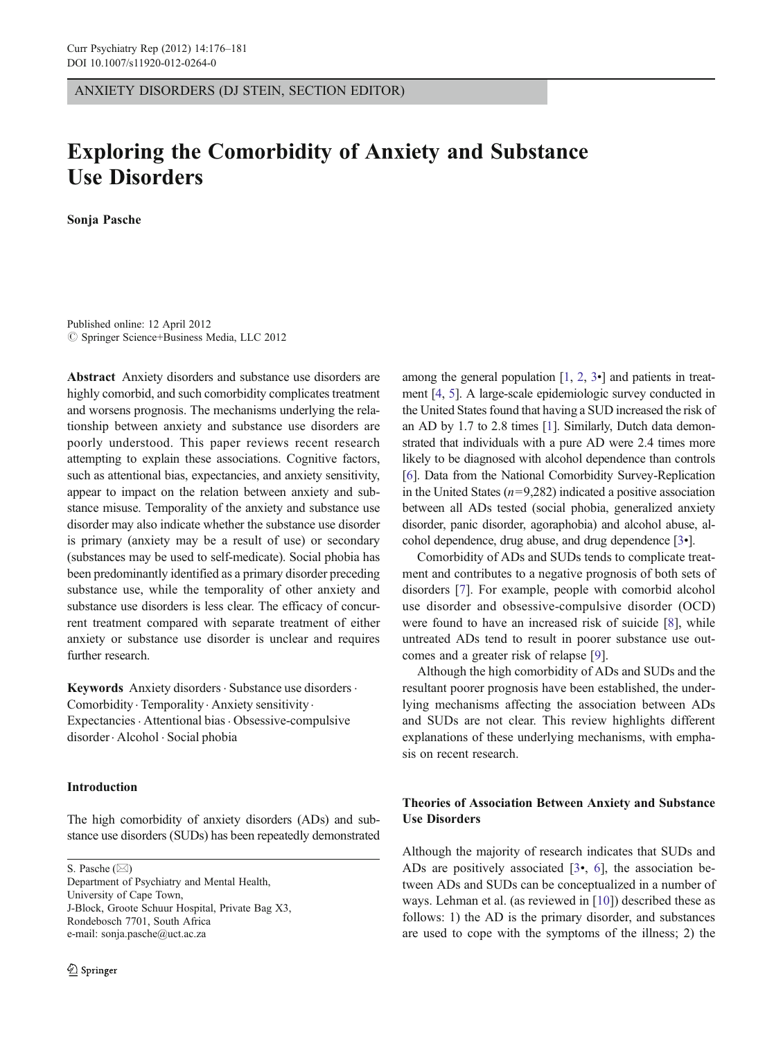ANXIETY DISORDERS (DJ STEIN, SECTION EDITOR)

# Exploring the Comorbidity of Anxiety and Substance Use Disorders

**Sonja Pasche**

Published online: 12 April 2012
© Springer Science+Business Media, LLC 2012

**Abstract** Anxiety disorders and substance use disorders are highly comorbid, and such comorbidity complicates treatment and worsens prognosis. The mechanisms underlying the relationship between anxiety and substance use disorders are poorly understood. This paper reviews recent research attempting to explain these associations. Cognitive factors, such as attentional bias, expectancies, and anxiety sensitivity, appear to impact on the relation between anxiety and substance misuse. Temporality of the anxiety and substance use disorder may also indicate whether the substance use disorder is primary (anxiety may be a result of use) or secondary (substances may be used to self-medicate). Social phobia has been predominantly identified as a primary disorder preceding substance use, while the temporality of other anxiety and substance use disorders is less clear. The efficacy of concurrent treatment compared with separate treatment of either anxiety or substance use disorder is unclear and requires further research.

**Keywords** Anxiety disorders · Substance use disorders · Comorbidity · Temporality · Anxiety sensitivity · Expectancies · Attentional bias · Obsessive-compulsive disorder · Alcohol · Social phobia

S. Pasche (✉)
Department of Psychiatry and Mental Health,
University of Cape Town,
J-Block, Groote Schuur Hospital, Private Bag X3,
Rondebosch 7701, South Africa
e-mail: sonja.pasche@uct.ac.za

## Introduction

The high comorbidity of anxiety disorders (ADs) and substance use disorders (SUDs) has been repeatedly demonstrated among the general population [1, 2, 3•] and patients in treatment [4, 5]. A large-scale epidemiologic survey conducted in the United States found that having a SUD increased the risk of an AD by 1.7 to 2.8 times [1]. Similarly, Dutch data demonstrated that individuals with a pure AD were 2.4 times more likely to be diagnosed with alcohol dependence than controls [6]. Data from the National Comorbidity Survey-Replication in the United States ($n$=9,282) indicated a positive association between all ADs tested (social phobia, generalized anxiety disorder, panic disorder, agoraphobia) and alcohol abuse, alcohol dependence, drug abuse, and drug dependence [3•].

Comorbidity of ADs and SUDs tends to complicate treatment and contributes to a negative prognosis of both sets of disorders [7]. For example, people with comorbid alcohol use disorder and obsessive-compulsive disorder (OCD) were found to have an increased risk of suicide [8], while untreated ADs tend to result in poorer substance use outcomes and a greater risk of relapse [9].

Although the high comorbidity of ADs and SUDs and the resultant poorer prognosis have been established, the underlying mechanisms affecting the association between ADs and SUDs are not clear. This review highlights different explanations of these underlying mechanisms, with emphasis on recent research.

## Theories of Association Between Anxiety and Substance Use Disorders

Although the majority of research indicates that SUDs and ADs are positively associated [3•, 6], the association between ADs and SUDs can be conceptualized in a number of ways. Lehman et al. (as reviewed in [10]) described these as follows: 1) the AD is the primary disorder, and substances are used to cope with the symptoms of the illness; 2) the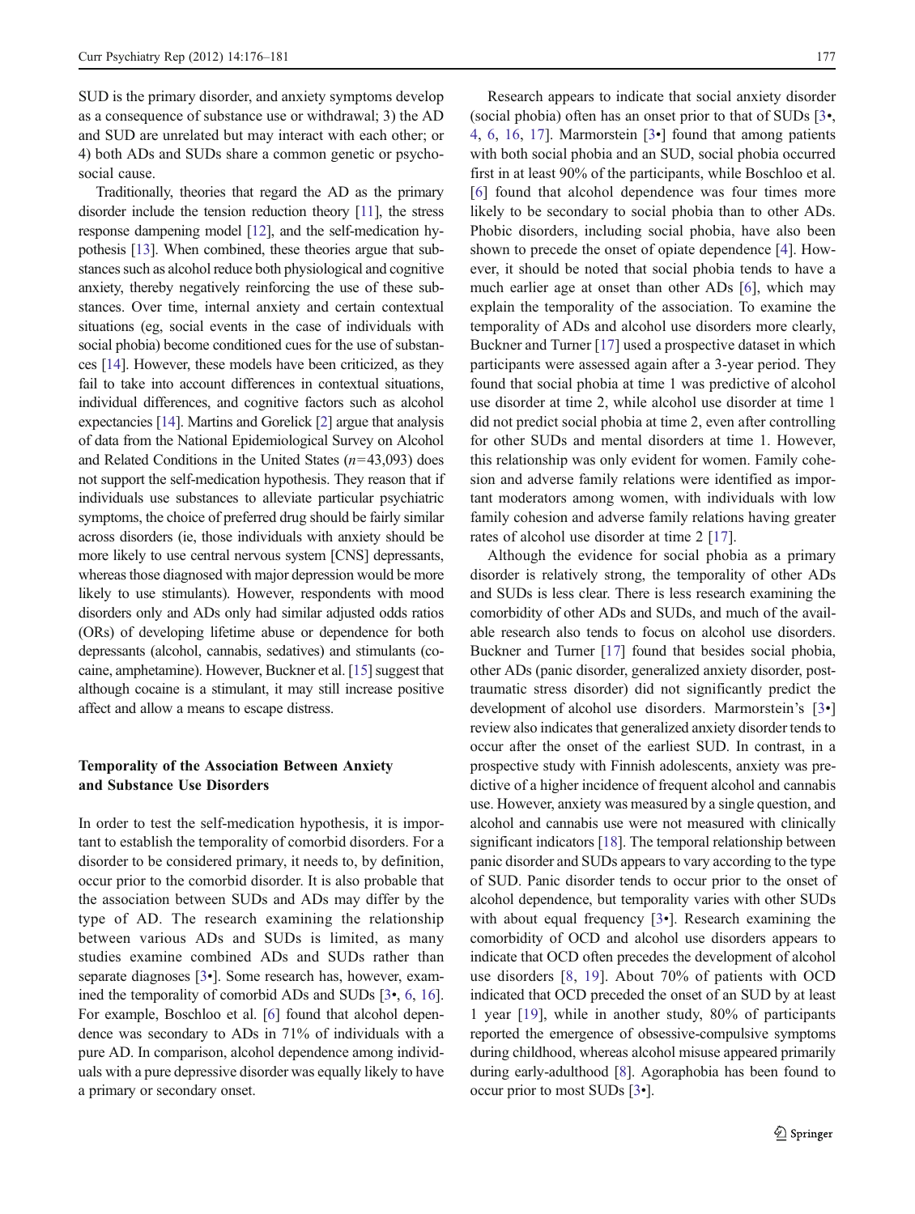SUD is the primary disorder, and anxiety symptoms develop as a consequence of substance use or withdrawal; 3) the AD and SUD are unrelated but may interact with each other; or 4) both ADs and SUDs share a common genetic or psychosocial cause.

Traditionally, theories that regard the AD as the primary disorder include the tension reduction theory [11], the stress response dampening model [12], and the self-medication hypothesis [13]. When combined, these theories argue that substances such as alcohol reduce both physiological and cognitive anxiety, thereby negatively reinforcing the use of these substances. Over time, internal anxiety and certain contextual situations (eg, social events in the case of individuals with social phobia) become conditioned cues for the use of substances [14]. However, these models have been criticized, as they fail to take into account differences in contextual situations, individual differences, and cognitive factors such as alcohol expectancies [14]. Martins and Gorelick [2] argue that analysis of data from the National Epidemiological Survey on Alcohol and Related Conditions in the United States ($n$=43,093) does not support the self-medication hypothesis. They reason that if individuals use substances to alleviate particular psychiatric symptoms, the choice of preferred drug should be fairly similar across disorders (ie, those individuals with anxiety should be more likely to use central nervous system [CNS] depressants, whereas those diagnosed with major depression would be more likely to use stimulants). However, respondents with mood disorders only and ADs only had similar adjusted odds ratios (ORs) of developing lifetime abuse or dependence for both depressants (alcohol, cannabis, sedatives) and stimulants (cocaine, amphetamine). However, Buckner et al. [15] suggest that although cocaine is a stimulant, it may still increase positive affect and allow a means to escape distress.

## Temporality of the Association Between Anxiety and Substance Use Disorders

In order to test the self-medication hypothesis, it is important to establish the temporality of comorbid disorders. For a disorder to be considered primary, it needs to, by definition, occur prior to the comorbid disorder. It is also probable that the association between SUDs and ADs may differ by the type of AD. The research examining the relationship between various ADs and SUDs is limited, as many studies examine combined ADs and SUDs rather than separate diagnoses [3•]. Some research has, however, examined the temporality of comorbid ADs and SUDs [3•, 6, 16]. For example, Boschloo et al. [6] found that alcohol dependence was secondary to ADs in 71% of individuals with a pure AD. In comparison, alcohol dependence among individuals with a pure depressive disorder was equally likely to have a primary or secondary onset.

Research appears to indicate that social anxiety disorder (social phobia) often has an onset prior to that of SUDs [3•, 4, 6, 16, 17]. Marmorstein [3•] found that among patients with both social phobia and an SUD, social phobia occurred first in at least 90% of the participants, while Boschloo et al. [6] found that alcohol dependence was four times more likely to be secondary to social phobia than to other ADs. Phobic disorders, including social phobia, have also been shown to precede the onset of opiate dependence [4]. However, it should be noted that social phobia tends to have a much earlier age at onset than other ADs [6], which may explain the temporality of the association. To examine the temporality of ADs and alcohol use disorders more clearly, Buckner and Turner [17] used a prospective dataset in which participants were assessed again after a 3-year period. They found that social phobia at time 1 was predictive of alcohol use disorder at time 2, while alcohol use disorder at time 1 did not predict social phobia at time 2, even after controlling for other SUDs and mental disorders at time 1. However, this relationship was only evident for women. Family cohesion and adverse family relations were identified as important moderators among women, with individuals with low family cohesion and adverse family relations having greater rates of alcohol use disorder at time 2 [17].

Although the evidence for social phobia as a primary disorder is relatively strong, the temporality of other ADs and SUDs is less clear. There is less research examining the comorbidity of other ADs and SUDs, and much of the available research also tends to focus on alcohol use disorders. Buckner and Turner [17] found that besides social phobia, other ADs (panic disorder, generalized anxiety disorder, posttraumatic stress disorder) did not significantly predict the development of alcohol use disorders. Marmorstein's [3•] review also indicates that generalized anxiety disorder tends to occur after the onset of the earliest SUD. In contrast, in a prospective study with Finnish adolescents, anxiety was predictive of a higher incidence of frequent alcohol and cannabis use. However, anxiety was measured by a single question, and alcohol and cannabis use were not measured with clinically significant indicators [18]. The temporal relationship between panic disorder and SUDs appears to vary according to the type of SUD. Panic disorder tends to occur prior to the onset of alcohol dependence, but temporality varies with other SUDs with about equal frequency [3•]. Research examining the comorbidity of OCD and alcohol use disorders appears to indicate that OCD often precedes the development of alcohol use disorders [8, 19]. About 70% of patients with OCD indicated that OCD preceded the onset of an SUD by at least 1 year [19], while in another study, 80% of participants reported the emergence of obsessive-compulsive symptoms during childhood, whereas alcohol misuse appeared primarily during early-adulthood [8]. Agoraphobia has been found to occur prior to most SUDs [3•].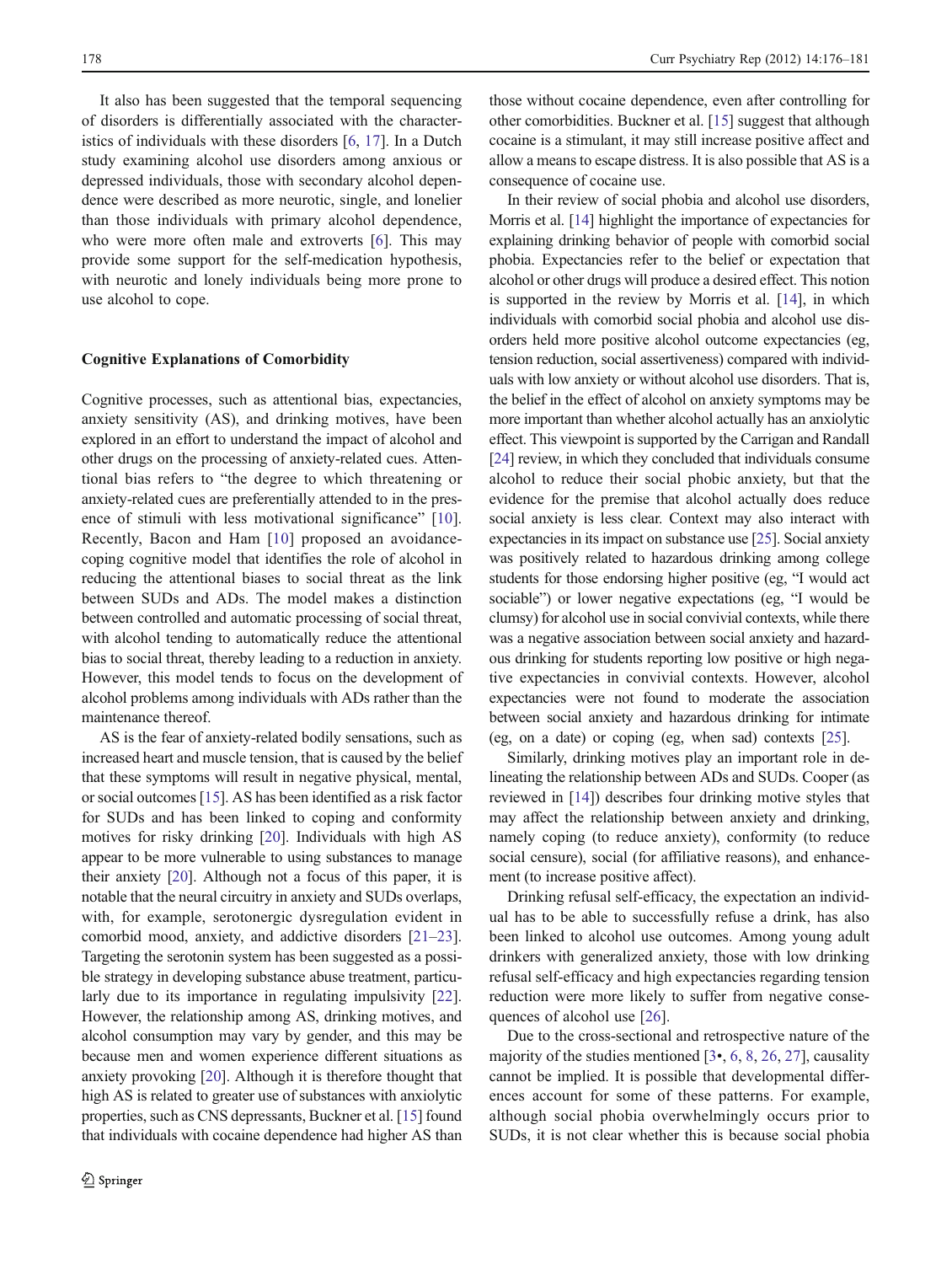It also has been suggested that the temporal sequencing of disorders is differentially associated with the characteristics of individuals with these disorders [6, 17]. In a Dutch study examining alcohol use disorders among anxious or depressed individuals, those with secondary alcohol dependence were described as more neurotic, single, and lonelier than those individuals with primary alcohol dependence, who were more often male and extroverts [6]. This may provide some support for the self-medication hypothesis, with neurotic and lonely individuals being more prone to use alcohol to cope.

### Cognitive Explanations of Comorbidity

Cognitive processes, such as attentional bias, expectancies, anxiety sensitivity (AS), and drinking motives, have been explored in an effort to understand the impact of alcohol and other drugs on the processing of anxiety-related cues. Attentional bias refers to "the degree to which threatening or anxiety-related cues are preferentially attended to in the presence of stimuli with less motivational significance" [10]. Recently, Bacon and Ham [10] proposed an avoidance-coping cognitive model that identifies the role of alcohol in reducing the attentional biases to social threat as the link between SUDs and ADs. The model makes a distinction between controlled and automatic processing of social threat, with alcohol tending to automatically reduce the attentional bias to social threat, thereby leading to a reduction in anxiety. However, this model tends to focus on the development of alcohol problems among individuals with ADs rather than the maintenance thereof.

AS is the fear of anxiety-related bodily sensations, such as increased heart and muscle tension, that is caused by the belief that these symptoms will result in negative physical, mental, or social outcomes [15]. AS has been identified as a risk factor for SUDs and has been linked to coping and conformity motives for risky drinking [20]. Individuals with high AS appear to be more vulnerable to using substances to manage their anxiety [20]. Although not a focus of this paper, it is notable that the neural circuitry in anxiety and SUDs overlaps, with, for example, serotonergic dysregulation evident in comorbid mood, anxiety, and addictive disorders [21–23]. Targeting the serotonin system has been suggested as a possible strategy in developing substance abuse treatment, particularly due to its importance in regulating impulsivity [22]. However, the relationship among AS, drinking motives, and alcohol consumption may vary by gender, and this may be because men and women experience different situations as anxiety provoking [20]. Although it is therefore thought that high AS is related to greater use of substances with anxiolytic properties, such as CNS depressants, Buckner et al. [15] found that individuals with cocaine dependence had higher AS than those without cocaine dependence, even after controlling for other comorbidities. Buckner et al. [15] suggest that although cocaine is a stimulant, it may still increase positive affect and allow a means to escape distress. It is also possible that AS is a consequence of cocaine use.

In their review of social phobia and alcohol use disorders, Morris et al. [14] highlight the importance of expectancies for explaining drinking behavior of people with comorbid social phobia. Expectancies refer to the belief or expectation that alcohol or other drugs will produce a desired effect. This notion is supported in the review by Morris et al. [14], in which individuals with comorbid social phobia and alcohol use disorders held more positive alcohol outcome expectancies (eg, tension reduction, social assertiveness) compared with individuals with low anxiety or without alcohol use disorders. That is, the belief in the effect of alcohol on anxiety symptoms may be more important than whether alcohol actually has an anxiolytic effect. This viewpoint is supported by the Carrigan and Randall [24] review, in which they concluded that individuals consume alcohol to reduce their social phobic anxiety, but that the evidence for the premise that alcohol actually does reduce social anxiety is less clear. Context may also interact with expectancies in its impact on substance use [25]. Social anxiety was positively related to hazardous drinking among college students for those endorsing higher positive (eg, "I would act sociable") or lower negative expectations (eg, "I would be clumsy) for alcohol use in social convivial contexts, while there was a negative association between social anxiety and hazardous drinking for students reporting low positive or high negative expectancies in convivial contexts. However, alcohol expectancies were not found to moderate the association between social anxiety and hazardous drinking for intimate (eg, on a date) or coping (eg, when sad) contexts [25].

Similarly, drinking motives play an important role in delineating the relationship between ADs and SUDs. Cooper (as reviewed in [14]) describes four drinking motive styles that may affect the relationship between anxiety and drinking, namely coping (to reduce anxiety), conformity (to reduce social censure), social (for affiliative reasons), and enhancement (to increase positive affect).

Drinking refusal self-efficacy, the expectation an individual has to be able to successfully refuse a drink, has also been linked to alcohol use outcomes. Among young adult drinkers with generalized anxiety, those with low drinking refusal self-efficacy and high expectancies regarding tension reduction were more likely to suffer from negative consequences of alcohol use [26].

Due to the cross-sectional and retrospective nature of the majority of the studies mentioned [3•, 6, 8, 26, 27], causality cannot be implied. It is possible that developmental differences account for some of these patterns. For example, although social phobia overwhelmingly occurs prior to SUDs, it is not clear whether this is because social phobia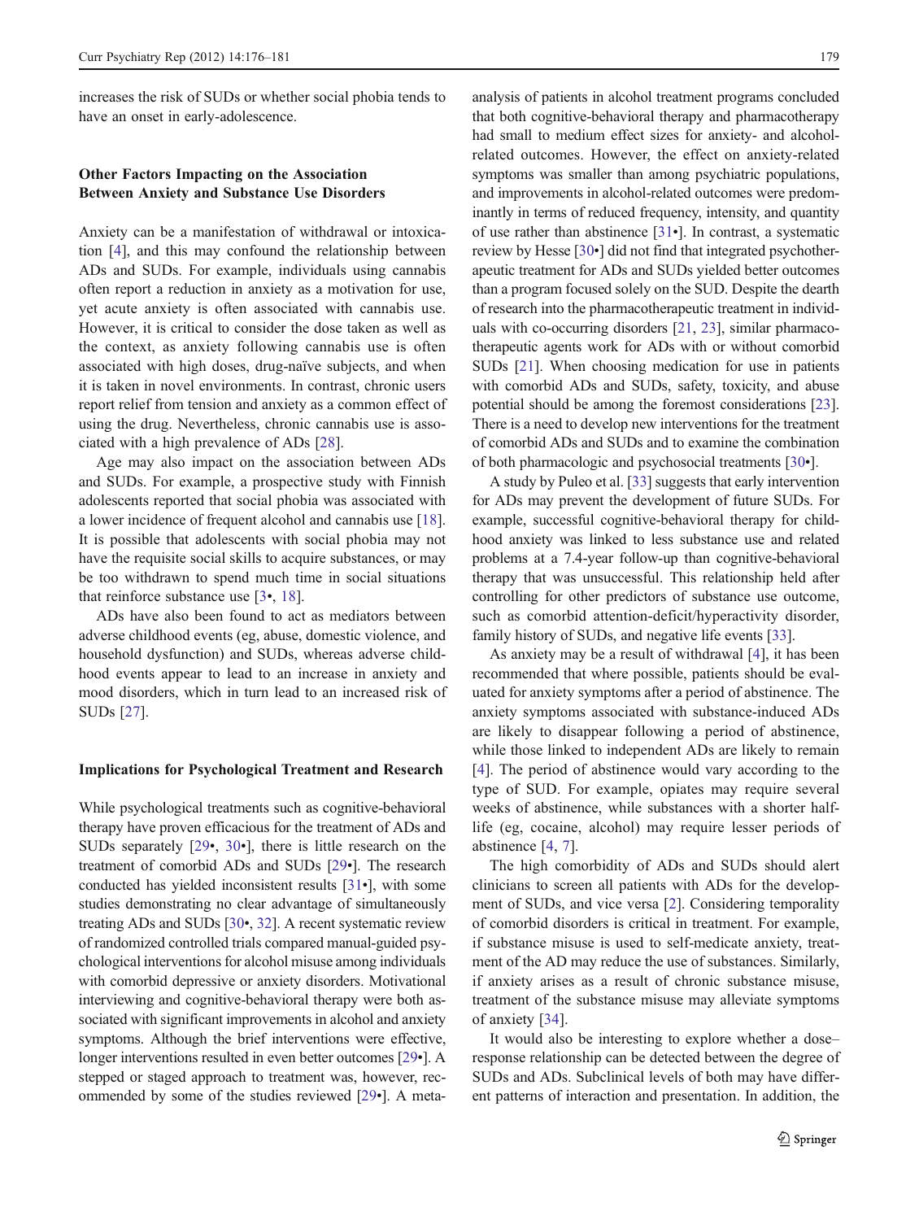increases the risk of SUDs or whether social phobia tends to have an onset in early-adolescence.

## Other Factors Impacting on the Association Between Anxiety and Substance Use Disorders

Anxiety can be a manifestation of withdrawal or intoxication [4], and this may confound the relationship between ADs and SUDs. For example, individuals using cannabis often report a reduction in anxiety as a motivation for use, yet acute anxiety is often associated with cannabis use. However, it is critical to consider the dose taken as well as the context, as anxiety following cannabis use is often associated with high doses, drug-naïve subjects, and when it is taken in novel environments. In contrast, chronic users report relief from tension and anxiety as a common effect of using the drug. Nevertheless, chronic cannabis use is associated with a high prevalence of ADs [28].

Age may also impact on the association between ADs and SUDs. For example, a prospective study with Finnish adolescents reported that social phobia was associated with a lower incidence of frequent alcohol and cannabis use [18]. It is possible that adolescents with social phobia may not have the requisite social skills to acquire substances, or may be too withdrawn to spend much time in social situations that reinforce substance use [3•, 18].

ADs have also been found to act as mediators between adverse childhood events (eg, abuse, domestic violence, and household dysfunction) and SUDs, whereas adverse childhood events appear to lead to an increase in anxiety and mood disorders, which in turn lead to an increased risk of SUDs [27].

## Implications for Psychological Treatment and Research

While psychological treatments such as cognitive-behavioral therapy have proven efficacious for the treatment of ADs and SUDs separately [29•, 30•], there is little research on the treatment of comorbid ADs and SUDs [29•]. The research conducted has yielded inconsistent results [31•], with some studies demonstrating no clear advantage of simultaneously treating ADs and SUDs [30•, 32]. A recent systematic review of randomized controlled trials compared manual-guided psychological interventions for alcohol misuse among individuals with comorbid depressive or anxiety disorders. Motivational interviewing and cognitive-behavioral therapy were both associated with significant improvements in alcohol and anxiety symptoms. Although the brief interventions were effective, longer interventions resulted in even better outcomes [29•]. A stepped or staged approach to treatment was, however, recommended by some of the studies reviewed [29•]. A meta-analysis of patients in alcohol treatment programs concluded that both cognitive-behavioral therapy and pharmacotherapy had small to medium effect sizes for anxiety- and alcohol-related outcomes. However, the effect on anxiety-related symptoms was smaller than among psychiatric populations, and improvements in alcohol-related outcomes were predominantly in terms of reduced frequency, intensity, and quantity of use rather than abstinence [31•]. In contrast, a systematic review by Hesse [30•] did not find that integrated psychotherapeutic treatment for ADs and SUDs yielded better outcomes than a program focused solely on the SUD. Despite the dearth of research into the pharmacotherapeutic treatment in individuals with co-occurring disorders [21, 23], similar pharmacotherapeutic agents work for ADs with or without comorbid SUDs [21]. When choosing medication for use in patients with comorbid ADs and SUDs, safety, toxicity, and abuse potential should be among the foremost considerations [23]. There is a need to develop new interventions for the treatment of comorbid ADs and SUDs and to examine the combination of both pharmacologic and psychosocial treatments [30•].

A study by Puleo et al. [33] suggests that early intervention for ADs may prevent the development of future SUDs. For example, successful cognitive-behavioral therapy for childhood anxiety was linked to less substance use and related problems at a 7.4-year follow-up than cognitive-behavioral therapy that was unsuccessful. This relationship held after controlling for other predictors of substance use outcome, such as comorbid attention-deficit/hyperactivity disorder, family history of SUDs, and negative life events [33].

As anxiety may be a result of withdrawal [4], it has been recommended that where possible, patients should be evaluated for anxiety symptoms after a period of abstinence. The anxiety symptoms associated with substance-induced ADs are likely to disappear following a period of abstinence, while those linked to independent ADs are likely to remain [4]. The period of abstinence would vary according to the type of SUD. For example, opiates may require several weeks of abstinence, while substances with a shorter half-life (eg, cocaine, alcohol) may require lesser periods of abstinence [4, 7].

The high comorbidity of ADs and SUDs should alert clinicians to screen all patients with ADs for the development of SUDs, and vice versa [2]. Considering temporality of comorbid disorders is critical in treatment. For example, if substance misuse is used to self-medicate anxiety, treatment of the AD may reduce the use of substances. Similarly, if anxiety arises as a result of chronic substance misuse, treatment of the substance misuse may alleviate symptoms of anxiety [34].

It would also be interesting to explore whether a dose–response relationship can be detected between the degree of SUDs and ADs. Subclinical levels of both may have different patterns of interaction and presentation. In addition, the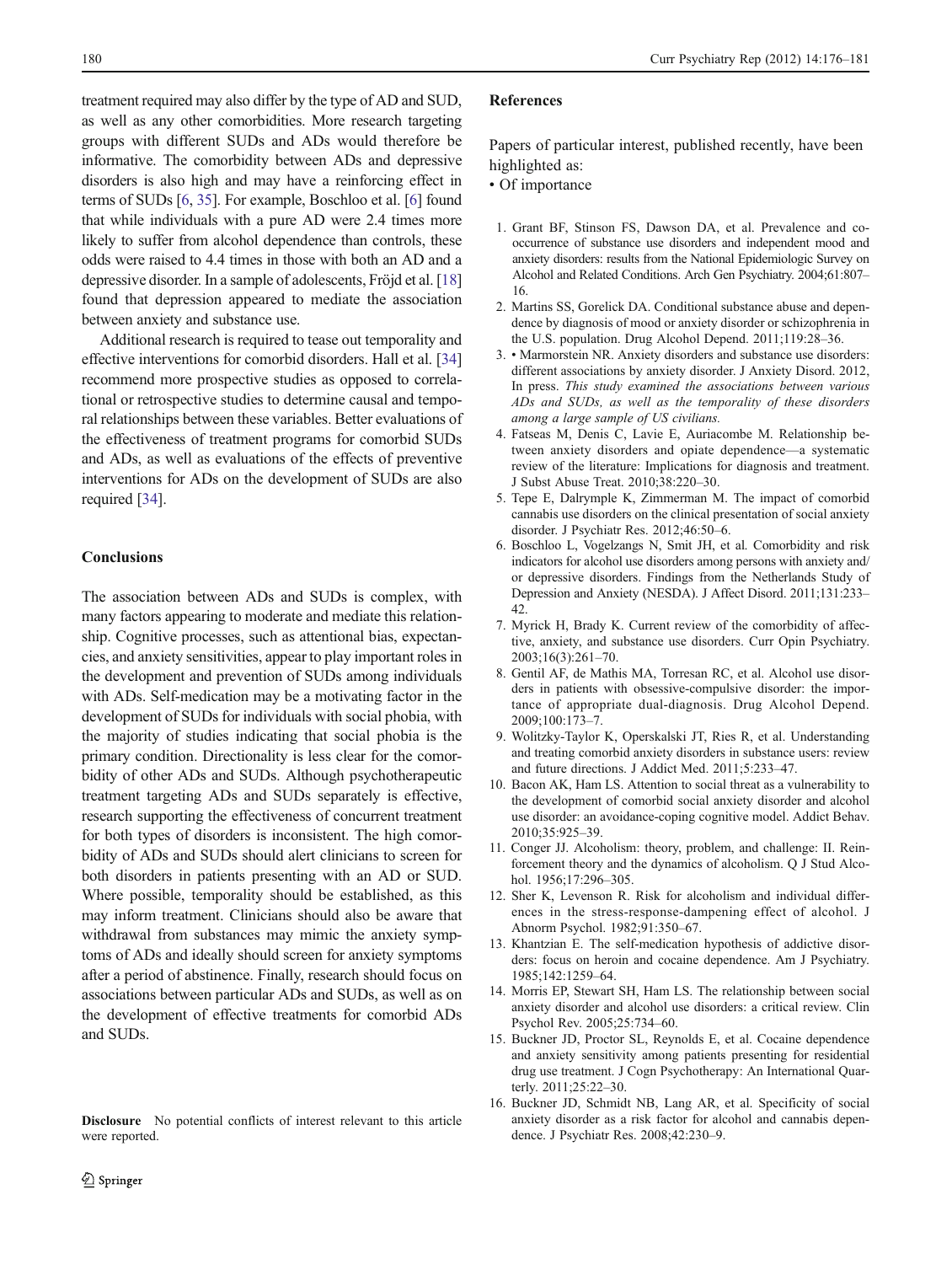treatment required may also differ by the type of AD and SUD, as well as any other comorbidities. More research targeting groups with different SUDs and ADs would therefore be informative. The comorbidity between ADs and depressive disorders is also high and may have a reinforcing effect in terms of SUDs [6, 35]. For example, Boschloo et al. [6] found that while individuals with a pure AD were 2.4 times more likely to suffer from alcohol dependence than controls, these odds were raised to 4.4 times in those with both an AD and a depressive disorder. In a sample of adolescents, Fröjd et al. [18] found that depression appeared to mediate the association between anxiety and substance use.

Additional research is required to tease out temporality and effective interventions for comorbid disorders. Hall et al. [34] recommend more prospective studies as opposed to correlational or retrospective studies to determine causal and temporal relationships between these variables. Better evaluations of the effectiveness of treatment programs for comorbid SUDs and ADs, as well as evaluations of the effects of preventive interventions for ADs on the development of SUDs are also required [34].

## Conclusions

The association between ADs and SUDs is complex, with many factors appearing to moderate and mediate this relationship. Cognitive processes, such as attentional bias, expectancies, and anxiety sensitivities, appear to play important roles in the development and prevention of SUDs among individuals with ADs. Self-medication may be a motivating factor in the development of SUDs for individuals with social phobia, with the majority of studies indicating that social phobia is the primary condition. Directionality is less clear for the comorbidity of other ADs and SUDs. Although psychotherapeutic treatment targeting ADs and SUDs separately is effective, research supporting the effectiveness of concurrent treatment for both types of disorders is inconsistent. The high comorbidity of ADs and SUDs should alert clinicians to screen for both disorders in patients presenting with an AD or SUD. Where possible, temporality should be established, as this may inform treatment. Clinicians should also be aware that withdrawal from substances may mimic the anxiety symptoms of ADs and ideally should screen for anxiety symptoms after a period of abstinence. Finally, research should focus on associations between particular ADs and SUDs, as well as on the development of effective treatments for comorbid ADs and SUDs.

**Disclosure** No potential conflicts of interest relevant to this article were reported.

## References

Papers of particular interest, published recently, have been highlighted as:
• Of importance

1. Grant BF, Stinson FS, Dawson DA, et al. Prevalence and co-occurrence of substance use disorders and independent mood and anxiety disorders: results from the National Epidemiologic Survey on Alcohol and Related Conditions. Arch Gen Psychiatry. 2004;61:807–16.
2. Martins SS, Gorelick DA. Conditional substance abuse and dependence by diagnosis of mood or anxiety disorder or schizophrenia in the U.S. population. Drug Alcohol Depend. 2011;119:28–36.
3. • Marmorstein NR. Anxiety disorders and substance use disorders: different associations by anxiety disorder. J Anxiety Disord. 2012, In press. *This study examined the associations between various ADs and SUDs, as well as the temporality of these disorders among a large sample of US civilians.*
4. Fatseas M, Denis C, Lavie E, Auriacombe M. Relationship between anxiety disorders and opiate dependence—a systematic review of the literature: Implications for diagnosis and treatment. J Subst Abuse Treat. 2010;38:220–30.
5. Tepe E, Dalrymple K, Zimmerman M. The impact of comorbid cannabis use disorders on the clinical presentation of social anxiety disorder. J Psychiatr Res. 2012;46:50–6.
6. Boschloo L, Vogelzangs N, Smit JH, et al. Comorbidity and risk indicators for alcohol use disorders among persons with anxiety and/or depressive disorders. Findings from the Netherlands Study of Depression and Anxiety (NESDA). J Affect Disord. 2011;131:233–42.
7. Myrick H, Brady K. Current review of the comorbidity of affective, anxiety, and substance use disorders. Curr Opin Psychiatry. 2003;16(3):261–70.
8. Gentil AF, de Mathis MA, Torresan RC, et al. Alcohol use disorders in patients with obsessive-compulsive disorder: the importance of appropriate dual-diagnosis. Drug Alcohol Depend. 2009;100:173–7.
9. Wolitzky-Taylor K, Operskalski JT, Ries R, et al. Understanding and treating comorbid anxiety disorders in substance users: review and future directions. J Addict Med. 2011;5:233–47.
10. Bacon AK, Ham LS. Attention to social threat as a vulnerability to the development of comorbid social anxiety disorder and alcohol use disorder: an avoidance-coping cognitive model. Addict Behav. 2010;35:925–39.
11. Conger JJ. Alcoholism: theory, problem, and challenge: II. Reinforcement theory and the dynamics of alcoholism. Q J Stud Alcohol. 1956;17:296–305.
12. Sher K, Levenson R. Risk for alcoholism and individual differences in the stress-response-dampening effect of alcohol. J Abnorm Psychol. 1982;91:350–67.
13. Khantzian E. The self-medication hypothesis of addictive disorders: focus on heroin and cocaine dependence. Am J Psychiatry. 1985;142:1259–64.
14. Morris EP, Stewart SH, Ham LS. The relationship between social anxiety disorder and alcohol use disorders: a critical review. Clin Psychol Rev. 2005;25:734–60.
15. Buckner JD, Proctor SL, Reynolds E, et al. Cocaine dependence and anxiety sensitivity among patients presenting for residential drug use treatment. J Cogn Psychotherapy: An International Quarterly. 2011;25:22–30.
16. Buckner JD, Schmidt NB, Lang AR, et al. Specificity of social anxiety disorder as a risk factor for alcohol and cannabis dependence. J Psychiatr Res. 2008;42:230–9.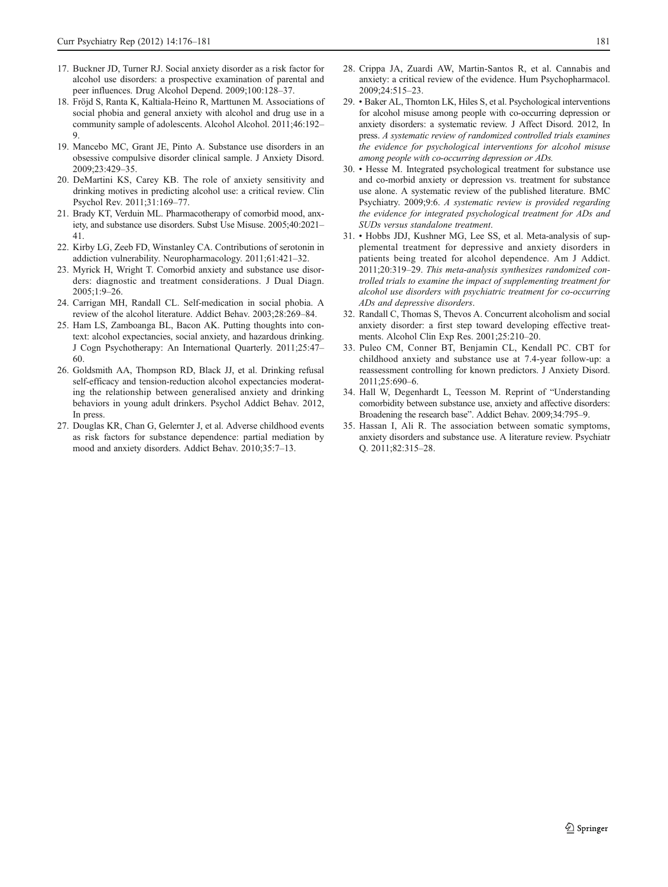17. Buckner JD, Turner RJ. Social anxiety disorder as a risk factor for alcohol use disorders: a prospective examination of parental and peer influences. Drug Alcohol Depend. 2009;100:128–37.
18. Fröjd S, Ranta K, Kaltiala-Heino R, Marttunen M. Associations of social phobia and general anxiety with alcohol and drug use in a community sample of adolescents. Alcohol Alcohol. 2011;46:192–9.
19. Mancebo MC, Grant JE, Pinto A. Substance use disorders in an obsessive compulsive disorder clinical sample. J Anxiety Disord. 2009;23:429–35.
20. DeMartini KS, Carey KB. The role of anxiety sensitivity and drinking motives in predicting alcohol use: a critical review. Clin Psychol Rev. 2011;31:169–77.
21. Brady KT, Verduin ML. Pharmacotherapy of comorbid mood, anxiety, and substance use disorders. Subst Use Misuse. 2005;40:2021–41.
22. Kirby LG, Zeeb FD, Winstanley CA. Contributions of serotonin in addiction vulnerability. Neuropharmacology. 2011;61:421–32.
23. Myrick H, Wright T. Comorbid anxiety and substance use disorders: diagnostic and treatment considerations. J Dual Diagn. 2005;1:9–26.
24. Carrigan MH, Randall CL. Self-medication in social phobia. A review of the alcohol literature. Addict Behav. 2003;28:269–84.
25. Ham LS, Zamboanga BL, Bacon AK. Putting thoughts into context: alcohol expectancies, social anxiety, and hazardous drinking. J Cogn Psychotherapy: An International Quarterly. 2011;25:47–60.
26. Goldsmith AA, Thompson RD, Black JJ, et al. Drinking refusal self-efficacy and tension-reduction alcohol expectancies moderating the relationship between generalised anxiety and drinking behaviors in young adult drinkers. Psychol Addict Behav. 2012, In press.
27. Douglas KR, Chan G, Gelernter J, et al. Adverse childhood events as risk factors for substance dependence: partial mediation by mood and anxiety disorders. Addict Behav. 2010;35:7–13.
28. Crippa JA, Zuardi AW, Martin-Santos R, et al. Cannabis and anxiety: a critical review of the evidence. Hum Psychopharmacol. 2009;24:515–23.
29. • Baker AL, Thornton LK, Hiles S, et al. Psychological interventions for alcohol misuse among people with co-occurring depression or anxiety disorders: a systematic review. J Affect Disord. 2012, In press. *A systematic review of randomized controlled trials examines the evidence for psychological interventions for alcohol misuse among people with co-occurring depression or ADs.*
30. • Hesse M. Integrated psychological treatment for substance use and co-morbid anxiety or depression vs. treatment for substance use alone. A systematic review of the published literature. BMC Psychiatry. 2009;9:6. *A systematic review is provided regarding the evidence for integrated psychological treatment for ADs and SUDs versus standalone treatment.*
31. • Hobbs JDJ, Kushner MG, Lee SS, et al. Meta-analysis of supplemental treatment for depressive and anxiety disorders in patients being treated for alcohol dependence. Am J Addict. 2011;20:319–29. *This meta-analysis synthesizes randomized controlled trials to examine the impact of supplementing treatment for alcohol use disorders with psychiatric treatment for co-occurring ADs and depressive disorders.*
32. Randall C, Thomas S, Thevos A. Concurrent alcoholism and social anxiety disorder: a first step toward developing effective treatments. Alcohol Clin Exp Res. 2001;25:210–20.
33. Puleo CM, Conner BT, Benjamin CL, Kendall PC. CBT for childhood anxiety and substance use at 7.4-year follow-up: a reassessment controlling for known predictors. J Anxiety Disord. 2011;25:690–6.
34. Hall W, Degenhardt L, Teesson M. Reprint of "Understanding comorbidity between substance use, anxiety and affective disorders: Broadening the research base". Addict Behav. 2009;34:795–9.
35. Hassan I, Ali R. The association between somatic symptoms, anxiety disorders and substance use. A literature review. Psychiatr Q. 2011;82:315–28.